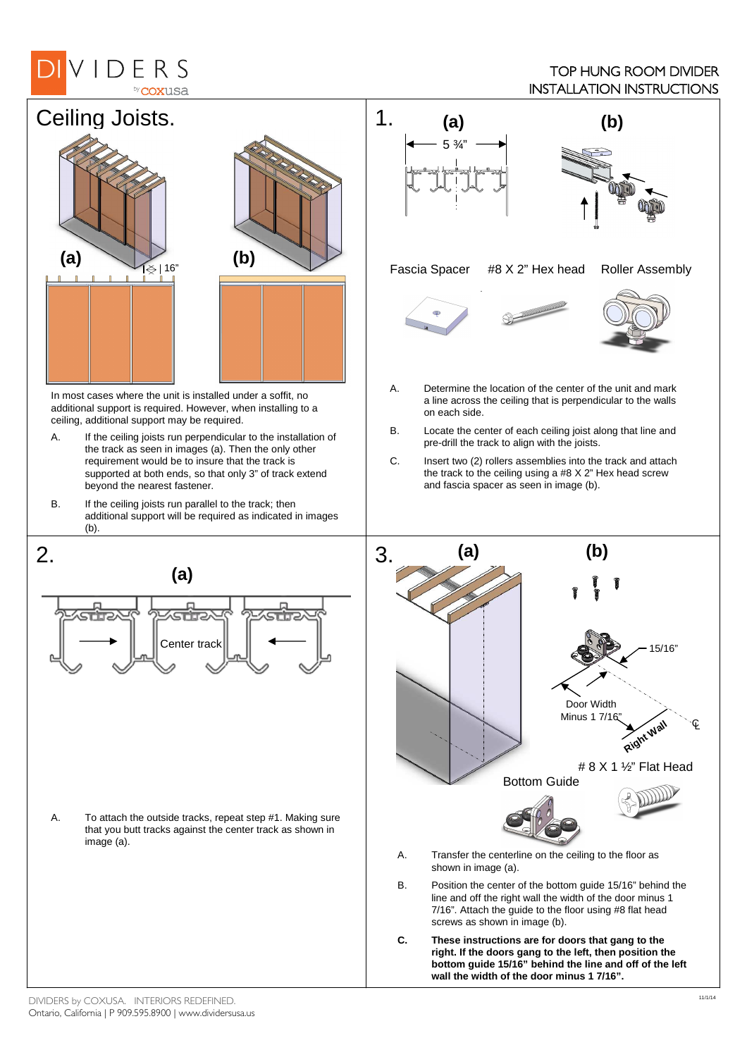DIVIDERS by coxusa

TOP HUNG ROOM DIVIDER
INSTALLATION INSTRUCTIONS

## Ceiling Joists.

(a) 16"

(b)

In most cases where the unit is installed under a soffit, no additional support is required. However, when installing to a ceiling, additional support may be required.

A. If the ceiling joists run perpendicular to the installation of the track as seen in images (a). Then the only other requirement would be to insure that the track is supported at both ends, so that only 3" of track extend beyond the nearest fastener.

B. If the ceiling joists run parallel to the track; then additional support will be required as indicated in images (b).

## 1.

(a) 5 ¾"

(b)

Fascia Spacer    #8 X 2" Hex head    Roller Assembly

A. Determine the location of the center of the unit and mark a line across the ceiling that is perpendicular to the walls on each side.

B. Locate the center of each ceiling joist along that line and pre-drill the track to align with the joists.

C. Insert two (2) rollers assemblies into the track and attach the track to the ceiling using a #8 X 2" Hex head screw and fascia spacer as seen in image (b).

## 2.

(a)

Center track

A. To attach the outside tracks, repeat step #1. Making sure that you butt tracks against the center track as shown in image (a).

## 3.

(a)

(b)

15/16"

Door Width Minus 1 7/16"

Right Wall

℄

# 8 X 1 ½" Flat Head

Bottom Guide

A. Transfer the centerline on the ceiling to the floor as shown in image (a).

B. Position the center of the bottom guide 15/16" behind the line and off the right wall the width of the door minus 1 7/16". Attach the guide to the floor using #8 flat head screws as shown in image (b).

**C. These instructions are for doors that gang to the right. If the doors gang to the left, then position the bottom guide 15/16" behind the line and off of the left wall the width of the door minus 1 7/16".**

DIVIDERS by COXUSA. INTERIORS REDEFINED.
Ontario, California | P 909.595.8900 | www.dividersusa.us

11/1/14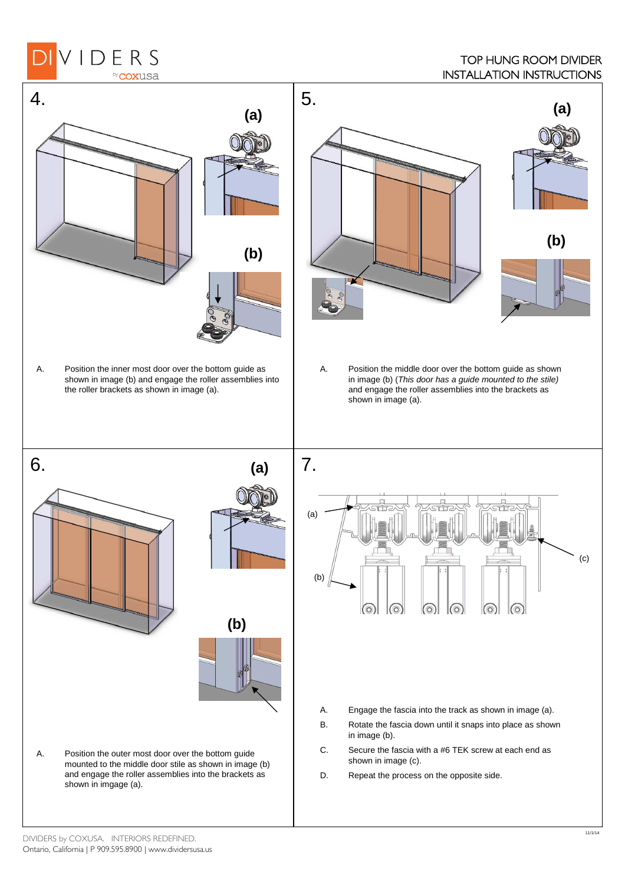## 4.

(a)

(b)

A. Position the inner most door over the bottom guide as shown in image (b) and engage the roller assemblies into the roller brackets as shown in image (a).

## 5.

(a)

(b)

A. Position the middle door over the bottom guide as shown in image (b) (*This door has a guide mounted to the stile)* and engage the roller assemblies into the brackets as shown in image (a).

## 6.

(a)

(b)

A. Position the outer most door over the bottom guide mounted to the middle door stile as shown in image (b) and engage the roller assemblies into the brackets as shown in imgage (a).

## 7.

(a)

(b)

(c)

A. Engage the fascia into the track as shown in image (a).

B. Rotate the fascia down until it snaps into place as shown in image (b).

C. Secure the fascia with a #6 TEK screw at each end as shown in image (c).

D. Repeat the process on the opposite side.